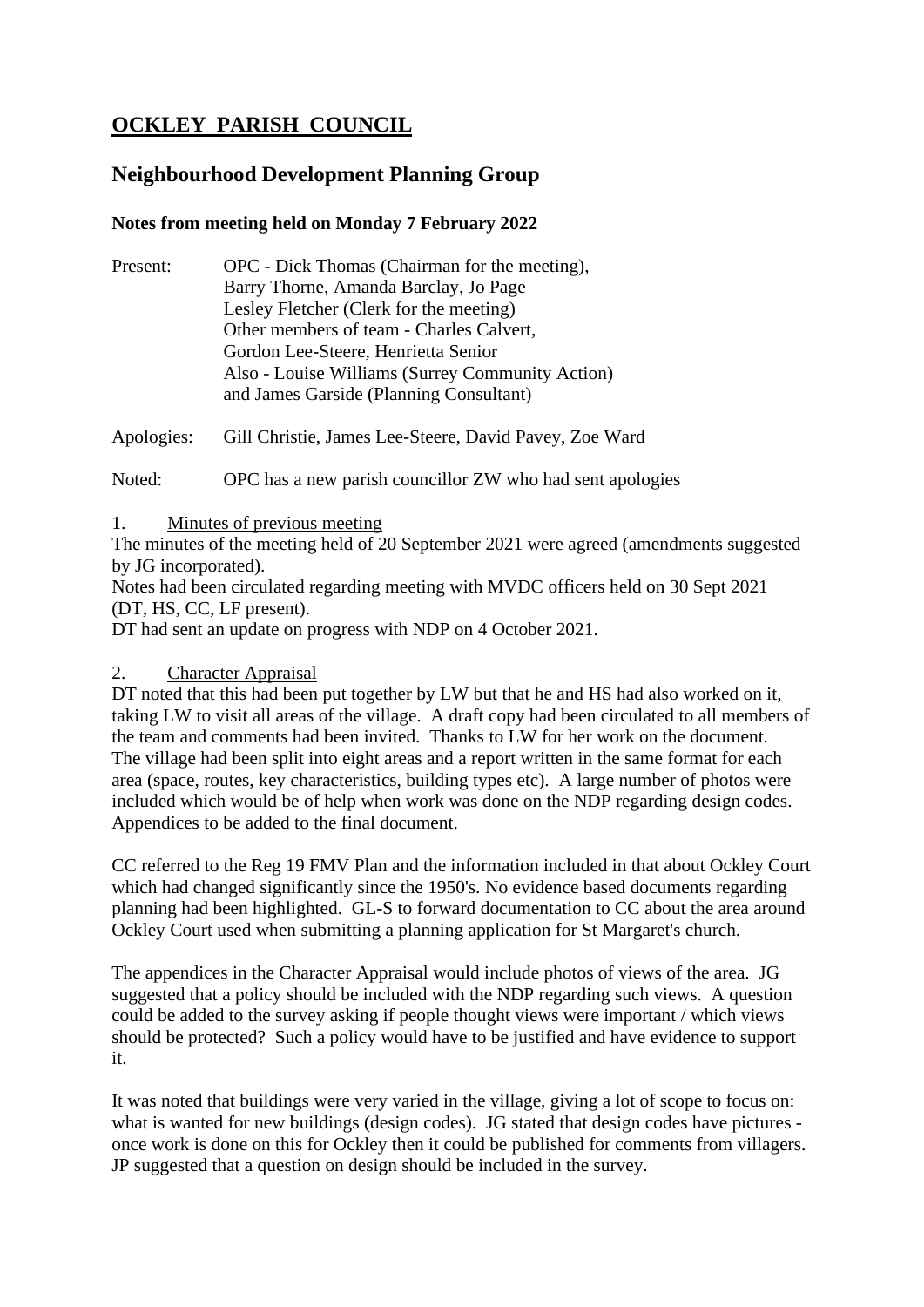# OCKLEY PARISH COUNCIL

## Neighbourhood Development Planning Group

**Notes from meeting held on Monday 7 February 2022**

Present: OPC - Dick Thomas (Chairman for the meeting),
Barry Thorne, Amanda Barclay, Jo Page
Lesley Fletcher (Clerk for the meeting)
Other members of team - Charles Calvert,
Gordon Lee-Steere, Henrietta Senior
Also - Louise Williams (Surrey Community Action)
and James Garside (Planning Consultant)

Apologies: Gill Christie, James Lee-Steere, David Pavey, Zoe Ward

Noted: OPC has a new parish councillor ZW who had sent apologies

1. Minutes of previous meeting

The minutes of the meeting held of 20 September 2021 were agreed (amendments suggested by JG incorporated).
Notes had been circulated regarding meeting with MVDC officers held on 30 Sept 2021 (DT, HS, CC, LF present).
DT had sent an update on progress with NDP on 4 October 2021.

2. Character Appraisal

DT noted that this had been put together by LW but that he and HS had also worked on it, taking LW to visit all areas of the village. A draft copy had been circulated to all members of the team and comments had been invited. Thanks to LW for her work on the document. The village had been split into eight areas and a report written in the same format for each area (space, routes, key characteristics, building types etc). A large number of photos were included which would be of help when work was done on the NDP regarding design codes. Appendices to be added to the final document.

CC referred to the Reg 19 FMV Plan and the information included in that about Ockley Court which had changed significantly since the 1950's. No evidence based documents regarding planning had been highlighted. GL-S to forward documentation to CC about the area around Ockley Court used when submitting a planning application for St Margaret's church.

The appendices in the Character Appraisal would include photos of views of the area. JG suggested that a policy should be included with the NDP regarding such views. A question could be added to the survey asking if people thought views were important / which views should be protected? Such a policy would have to be justified and have evidence to support it.

It was noted that buildings were very varied in the village, giving a lot of scope to focus on: what is wanted for new buildings (design codes). JG stated that design codes have pictures - once work is done on this for Ockley then it could be published for comments from villagers. JP suggested that a question on design should be included in the survey.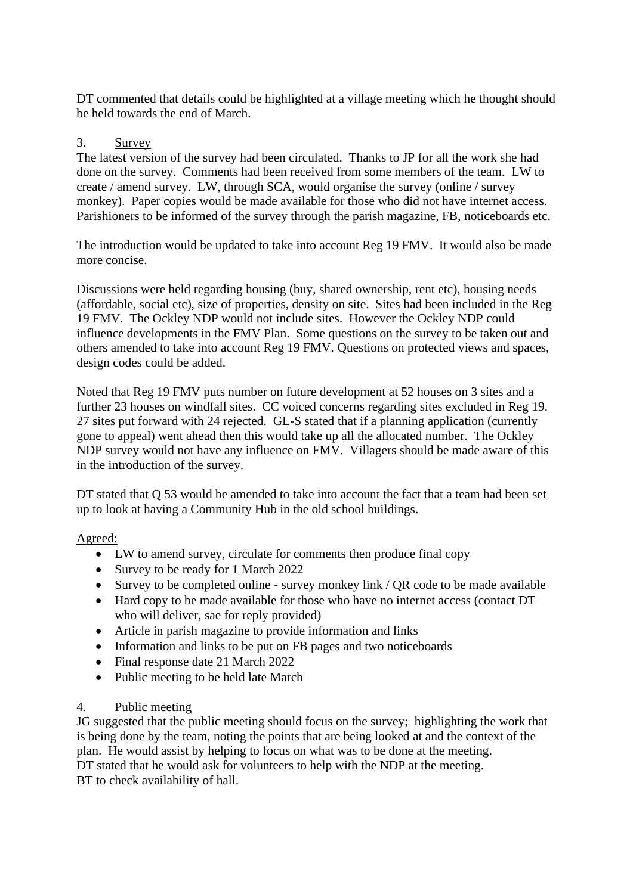DT commented that details could be highlighted at a village meeting which he thought should be held towards the end of March.

3. <u>Survey</u>

The latest version of the survey had been circulated. Thanks to JP for all the work she had done on the survey. Comments had been received from some members of the team. LW to create / amend survey. LW, through SCA, would organise the survey (online / survey monkey). Paper copies would be made available for those who did not have internet access. Parishioners to be informed of the survey through the parish magazine, FB, noticeboards etc.

The introduction would be updated to take into account Reg 19 FMV. It would also be made more concise.

Discussions were held regarding housing (buy, shared ownership, rent etc), housing needs (affordable, social etc), size of properties, density on site. Sites had been included in the Reg 19 FMV. The Ockley NDP would not include sites. However the Ockley NDP could influence developments in the FMV Plan. Some questions on the survey to be taken out and others amended to take into account Reg 19 FMV. Questions on protected views and spaces, design codes could be added.

Noted that Reg 19 FMV puts number on future development at 52 houses on 3 sites and a further 23 houses on windfall sites. CC voiced concerns regarding sites excluded in Reg 19. 27 sites put forward with 24 rejected. GL-S stated that if a planning application (currently gone to appeal) went ahead then this would take up all the allocated number. The Ockley NDP survey would not have any influence on FMV. Villagers should be made aware of this in the introduction of the survey.

DT stated that Q 53 would be amended to take into account the fact that a team had been set up to look at having a Community Hub in the old school buildings.

<u>Agreed:</u>

- LW to amend survey, circulate for comments then produce final copy
- Survey to be ready for 1 March 2022
- Survey to be completed online - survey monkey link / QR code to be made available
- Hard copy to be made available for those who have no internet access (contact DT who will deliver, sae for reply provided)
- Article in parish magazine to provide information and links
- Information and links to be put on FB pages and two noticeboards
- Final response date 21 March 2022
- Public meeting to be held late March

4. <u>Public meeting</u>

JG suggested that the public meeting should focus on the survey; highlighting the work that is being done by the team, noting the points that are being looked at and the context of the plan. He would assist by helping to focus on what was to be done at the meeting.
DT stated that he would ask for volunteers to help with the NDP at the meeting.
BT to check availability of hall.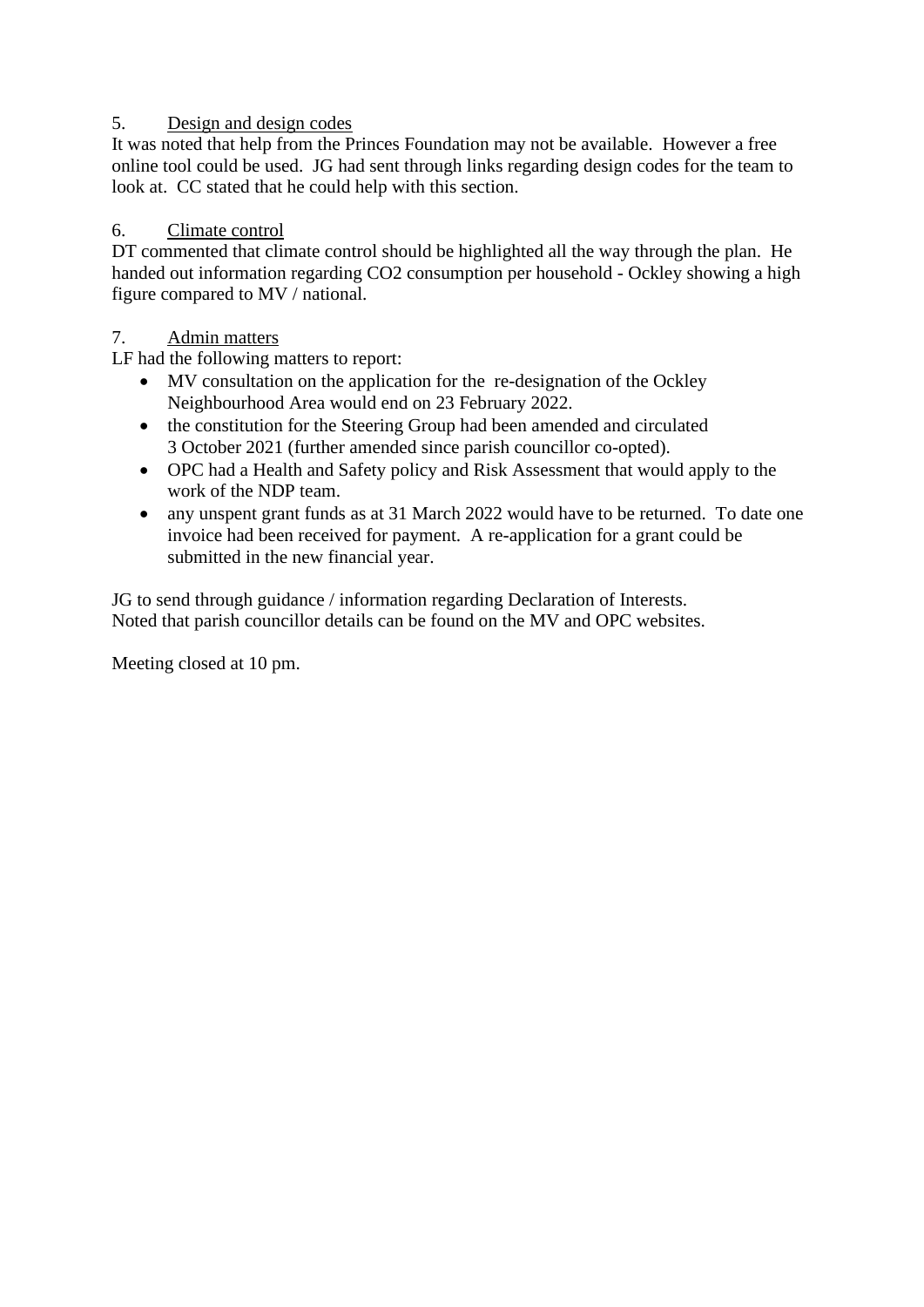5. <u>Design and design codes</u>

It was noted that help from the Princes Foundation may not be available. However a free online tool could be used. JG had sent through links regarding design codes for the team to look at. CC stated that he could help with this section.

6. <u>Climate control</u>

DT commented that climate control should be highlighted all the way through the plan. He handed out information regarding CO2 consumption per household - Ockley showing a high figure compared to MV / national.

7. <u>Admin matters</u>

LF had the following matters to report:

- MV consultation on the application for the re-designation of the Ockley Neighbourhood Area would end on 23 February 2022.
- the constitution for the Steering Group had been amended and circulated 3 October 2021 (further amended since parish councillor co-opted).
- OPC had a Health and Safety policy and Risk Assessment that would apply to the work of the NDP team.
- any unspent grant funds as at 31 March 2022 would have to be returned. To date one invoice had been received for payment. A re-application for a grant could be submitted in the new financial year.

JG to send through guidance / information regarding Declaration of Interests.
Noted that parish councillor details can be found on the MV and OPC websites.

Meeting closed at 10 pm.